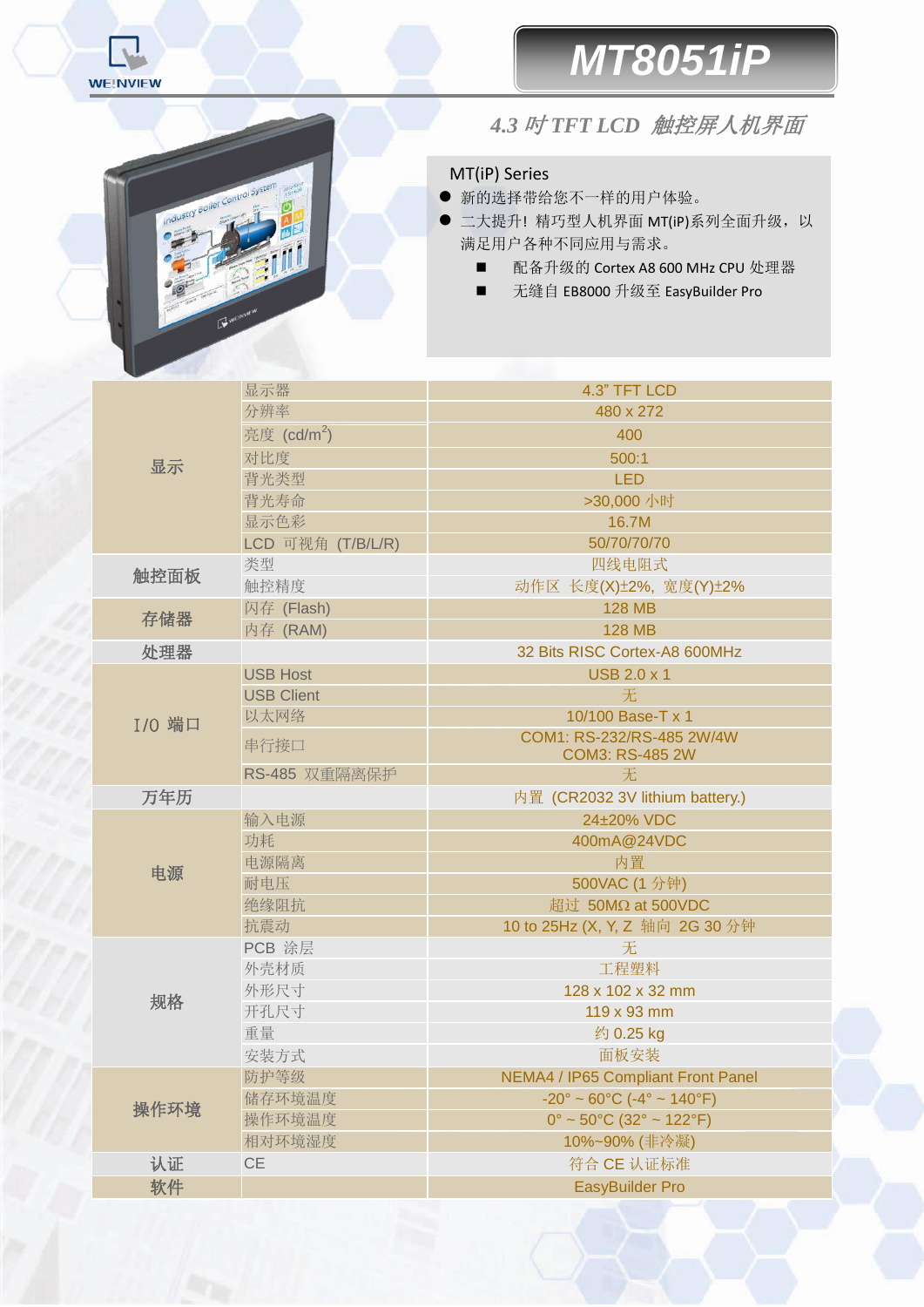# MT8051iP

## 4.3 吋 TFT LCD 触控屏人机界面

MT(iP) Series

- 新的选择带给您不一样的用户体验。
- 二大提升！精巧型人机界面 MT(iP)系列全面升级，以满足用户各种不同应用与需求。
  - 配备升级的 Cortex A8 600 MHz CPU 处理器
  - 无缝自 EB8000 升级至 EasyBuilder Pro

| | | |
|---|---|---|
| 显示 | 显示器 | 4.3" TFT LCD |
| | 分辨率 | 480 x 272 |
| | 亮度 (cd/m$^2$) | 400 |
| | 对比度 | 500:1 |
| | 背光类型 | LED |
| | 背光寿命 | >30,000 小时 |
| | 显示色彩 | 16.7M |
| | LCD 可视角 (T/B/L/R) | 50/70/70/70 |
| 触控面板 | 类型 | 四线电阻式 |
| | 触控精度 | 动作区 长度(X)±2%, 宽度(Y)±2% |
| 存储器 | 闪存 (Flash) | 128 MB |
| | 内存 (RAM) | 128 MB |
| 处理器 | | 32 Bits RISC Cortex-A8 600MHz |
| I/0 端口 | USB Host | USB 2.0 x 1 |
| | USB Client | 无 |
| | 以太网络 | 10/100 Base-T x 1 |
| | 串行接口 | COM1: RS-232/RS-485 2W/4W<br>COM3: RS-485 2W |
| | RS-485 双重隔离保护 | 无 |
| 万年历 | | 内置 (CR2032 3V lithium battery.) |
| 电源 | 输入电源 | 24±20% VDC |
| | 功耗 | 400mA@24VDC |
| | 电源隔离 | 内置 |
| | 耐电压 | 500VAC (1 分钟) |
| | 绝缘阻抗 | 超过 50MΩ at 500VDC |
| | 抗震动 | 10 to 25Hz (X, Y, Z 轴向 2G 30 分钟 |
| 规格 | PCB 涂层 | 无 |
| | 外壳材质 | 工程塑料 |
| | 外形尺寸 | 128 x 102 x 32 mm |
| | 开孔尺寸 | 119 x 93 mm |
| | 重量 | 约 0.25 kg |
| | 安装方式 | 面板安装 |
| 操作环境 | 防护等级 | NEMA4 / IP65 Compliant Front Panel |
| | 储存环境温度 | -20° ~ 60°C (-4° ~ 140°F) |
| | 操作环境温度 | 0° ~ 50°C (32° ~ 122°F) |
| | 相对环境湿度 | 10%~90% (非冷凝) |
| 认证 | CE | 符合 CE 认证标准 |
| 软件 | | EasyBuilder Pro |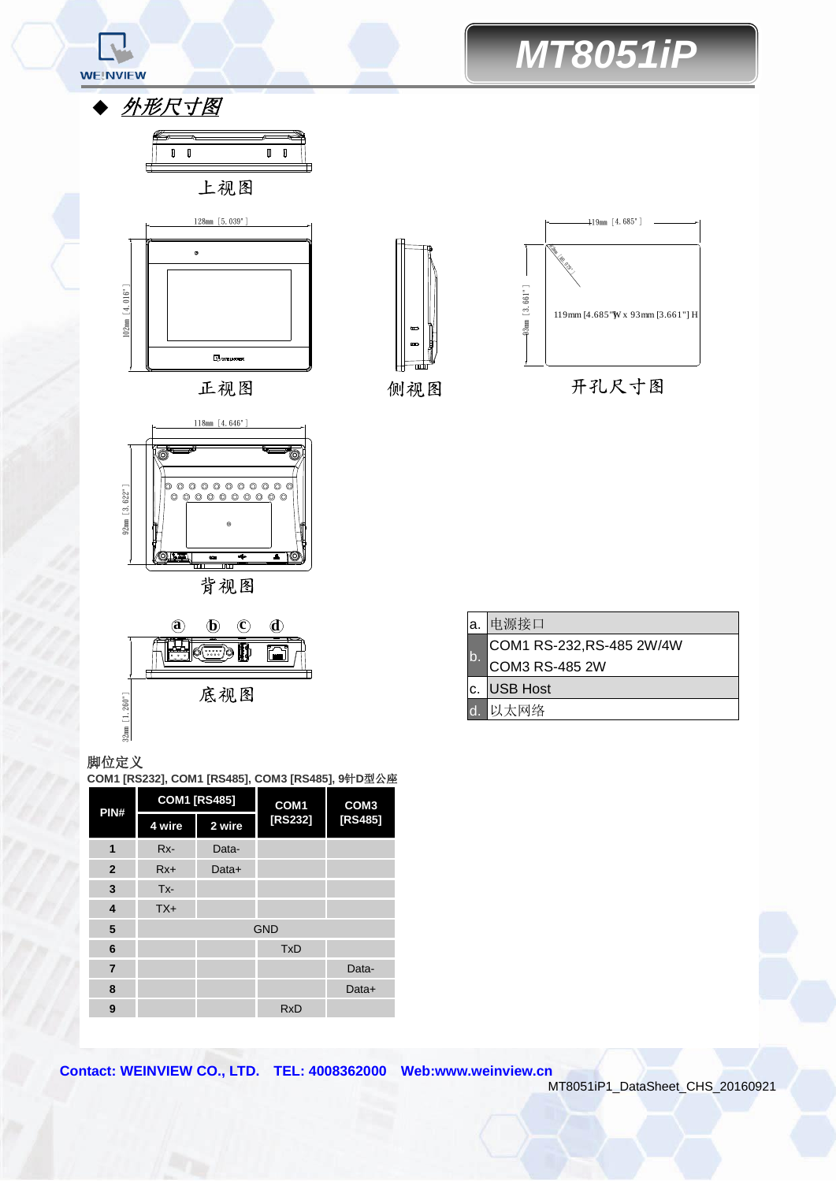## ◆ 外形尺寸图

上视图

128mm [5.039"]

102mm [4.016"]

正视图

侧视图

119mm [4.685"]

93mm [3.661"]

119mm [4.685"]W x 93mm [3.661"] H

开孔尺寸图

118mm [4.646"]

92mm [3.622"]

背视图

ⓐ ⓑ ⓒ ⓓ

32mm [1.260"]

底视图

| | |
|---|---|
| a. | 电源接口 |
| b. | COM1 RS-232,RS-485 2W/4W<br>COM3 RS-485 2W |
| c. | USB Host |
| d. | 以太网络 |

脚位定义

**COM1 [RS232], COM1 [RS485], COM3 [RS485], 9针D型公座**

| PIN# | COM1 [RS485] | | COM1 [RS232] | COM3 [RS485] |
|---|---|---|---|---|
| | 4 wire | 2 wire | | |
| 1 | Rx- | Data- | | |
| 2 | Rx+ | Data+ | | |
| 3 | Tx- | | | |
| 4 | TX+ | | | |
| 5 | GND | | | |
| 6 | | | TxD | |
| 7 | | | | Data- |
| 8 | | | | Data+ |
| 9 | | | RxD | |

**Contact: WEINVIEW CO., LTD. TEL: 4008362000 Web:www.weinview.cn**

MT8051iP1_DataSheet_CHS_20160921